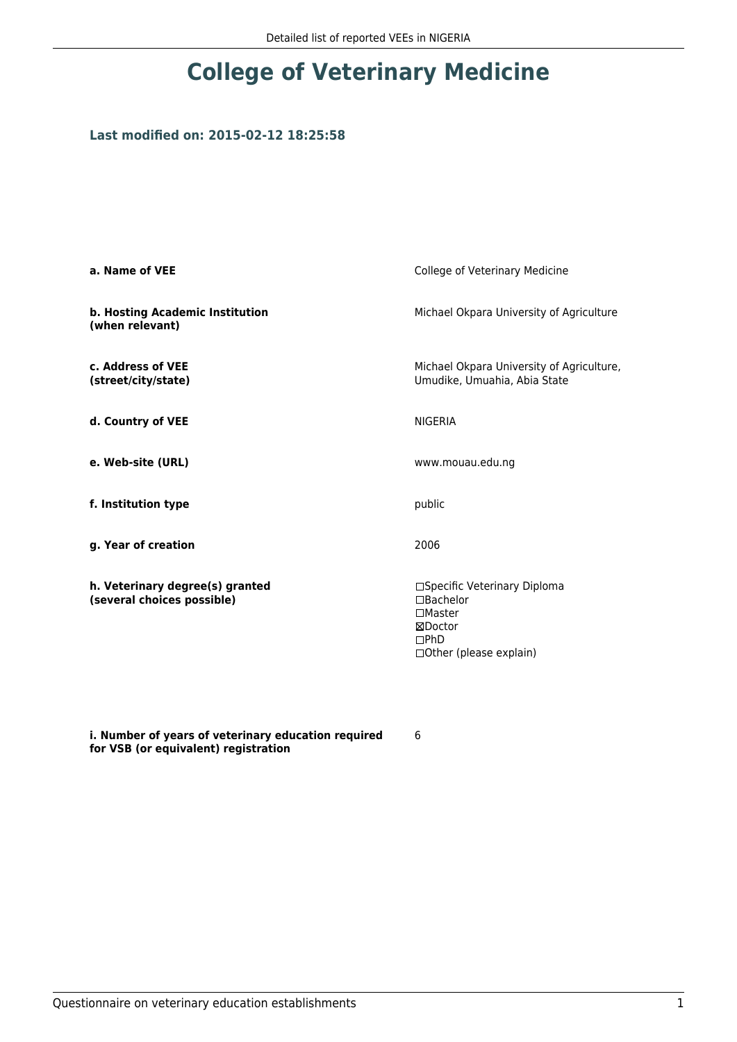# College of Veterinary Medicine

### Last modified on: 2015-02-12 18:25:58

| | |
|---|---|
| **a. Name of VEE** | College of Veterinary Medicine |
| **b. Hosting Academic Institution (when relevant)** | Michael Okpara University of Agriculture |
| **c. Address of VEE (street/city/state)** | Michael Okpara University of Agriculture, Umudike, Umuahia, Abia State |
| **d. Country of VEE** | NIGERIA |
| **e. Web-site (URL)** | www.mouau.edu.ng |
| **f. Institution type** | public |
| **g. Year of creation** | 2006 |
| **h. Veterinary degree(s) granted (several choices possible)** | ☐Specific Veterinary Diploma<br>☐Bachelor<br>☐Master<br>☒Doctor<br>☐PhD<br>☐Other (please explain) |
| **i. Number of years of veterinary education required for VSB (or equivalent) registration** | 6 |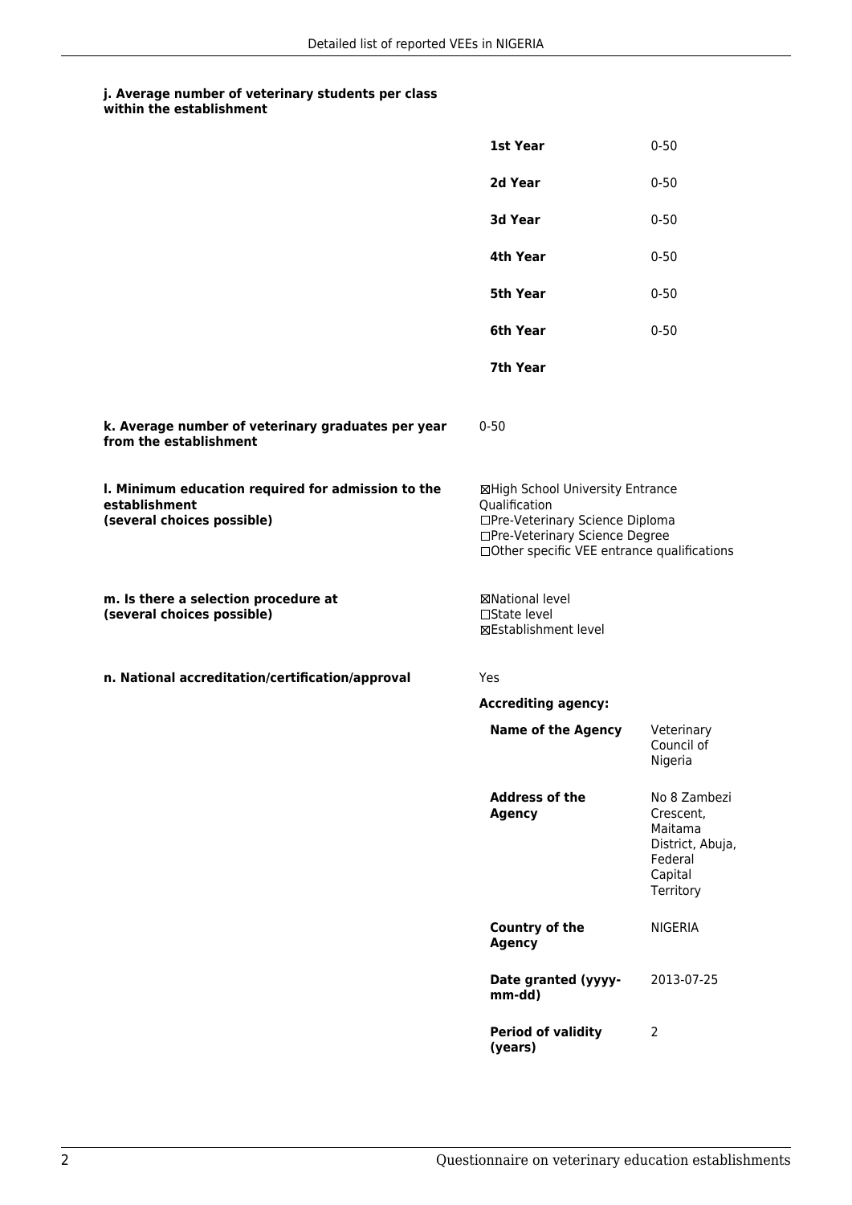**j. Average number of veterinary students per class within the establishment**

| | |
|---|---|
| **1st Year** | 0-50 |
| **2d Year** | 0-50 |
| **3d Year** | 0-50 |
| **4th Year** | 0-50 |
| **5th Year** | 0-50 |
| **6th Year** | 0-50 |
| **7th Year** | |

**k. Average number of veterinary graduates per year from the establishment**

0-50

**l. Minimum education required for admission to the establishment (several choices possible)**

☒High School University Entrance Qualification
☐Pre-Veterinary Science Diploma
☐Pre-Veterinary Science Degree
☐Other specific VEE entrance qualifications

**m. Is there a selection procedure at (several choices possible)**

☒National level
☐State level
☒Establishment level

**n. National accreditation/certification/approval**

Yes

**Accrediting agency:**

| | |
|---|---|
| **Name of the Agency** | Veterinary Council of Nigeria |
| **Address of the Agency** | No 8 Zambezi Crescent, Maitama District, Abuja, Federal Capital Territory |
| **Country of the Agency** | NIGERIA |
| **Date granted (yyyy-mm-dd)** | 2013-07-25 |
| **Period of validity (years)** | 2 |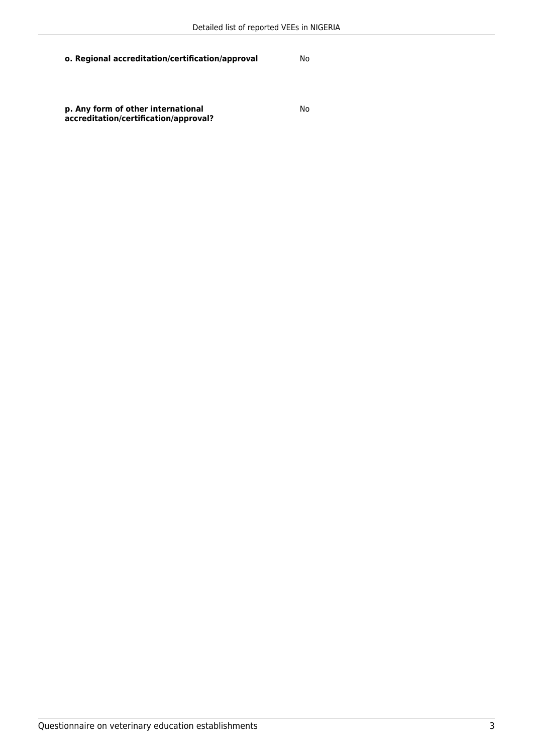**o. Regional accreditation/certification/approval** No

**p. Any form of other international accreditation/certification/approval?** No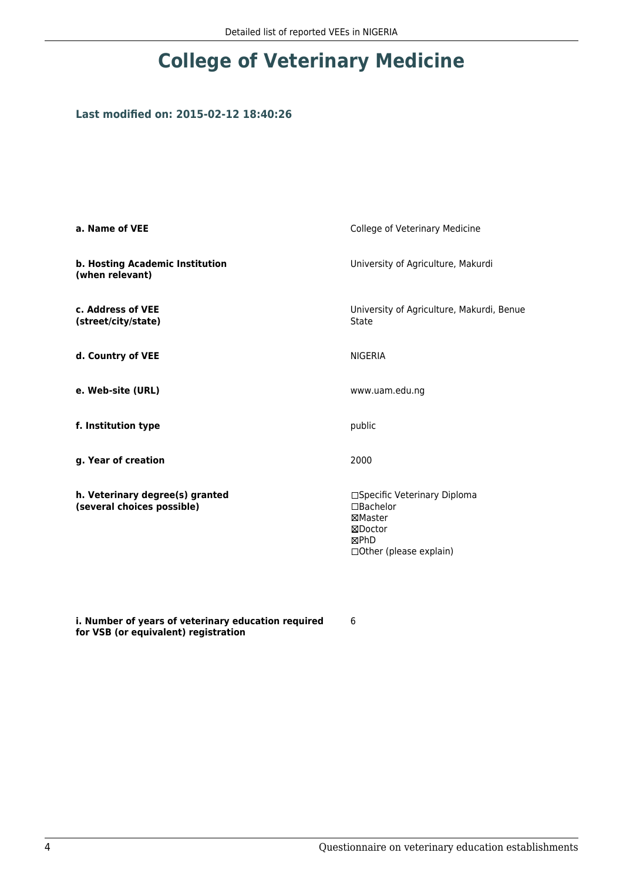# College of Veterinary Medicine

### Last modified on: 2015-02-12 18:40:26

| | |
|---|---|
| **a. Name of VEE** | College of Veterinary Medicine |
| **b. Hosting Academic Institution (when relevant)** | University of Agriculture, Makurdi |
| **c. Address of VEE (street/city/state)** | University of Agriculture, Makurdi, Benue State |
| **d. Country of VEE** | NIGERIA |
| **e. Web-site (URL)** | www.uam.edu.ng |
| **f. Institution type** | public |
| **g. Year of creation** | 2000 |
| **h. Veterinary degree(s) granted (several choices possible)** | ☐Specific Veterinary Diploma<br>☐Bachelor<br>☒Master<br>☒Doctor<br>☒PhD<br>☐Other (please explain) |
| **i. Number of years of veterinary education required for VSB (or equivalent) registration** | 6 |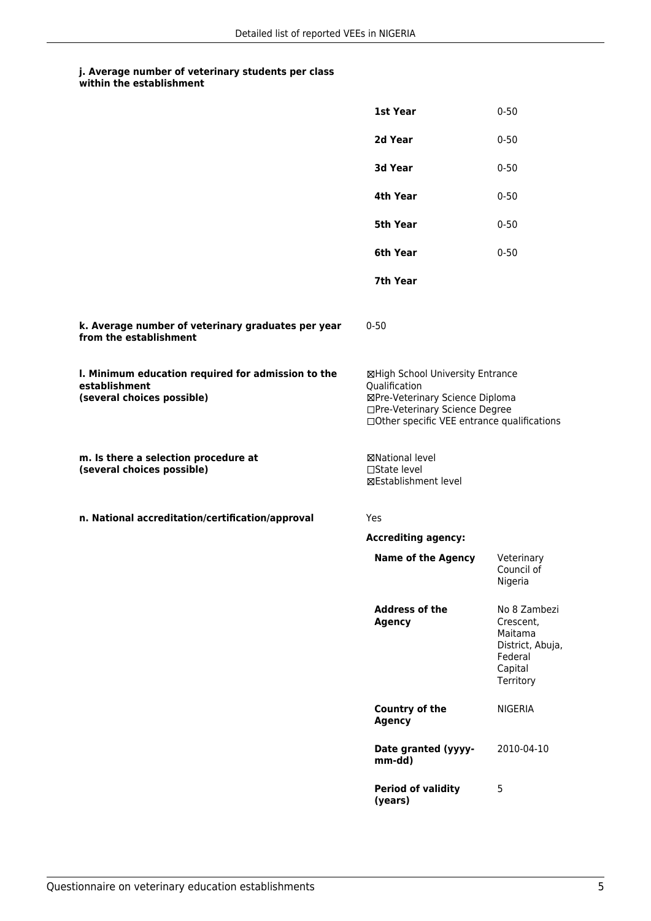**j. Average number of veterinary students per class within the establishment**

| | |
|---|---|
| **1st Year** | 0-50 |
| **2d Year** | 0-50 |
| **3d Year** | 0-50 |
| **4th Year** | 0-50 |
| **5th Year** | 0-50 |
| **6th Year** | 0-50 |
| **7th Year** | |

**k. Average number of veterinary graduates per year from the establishment**

0-50

**l. Minimum education required for admission to the establishment (several choices possible)**

☒High School University Entrance Qualification
☒Pre-Veterinary Science Diploma
☐Pre-Veterinary Science Degree
☐Other specific VEE entrance qualifications

**m. Is there a selection procedure at (several choices possible)**

☒National level
☐State level
☒Establishment level

**n. National accreditation/certification/approval**

Yes

**Accrediting agency:**

| | |
|---|---|
| **Name of the Agency** | Veterinary Council of Nigeria |
| **Address of the Agency** | No 8 Zambezi Crescent, Maitama District, Abuja, Federal Capital Territory |
| **Country of the Agency** | NIGERIA |
| **Date granted (yyyy-mm-dd)** | 2010-04-10 |
| **Period of validity (years)** | 5 |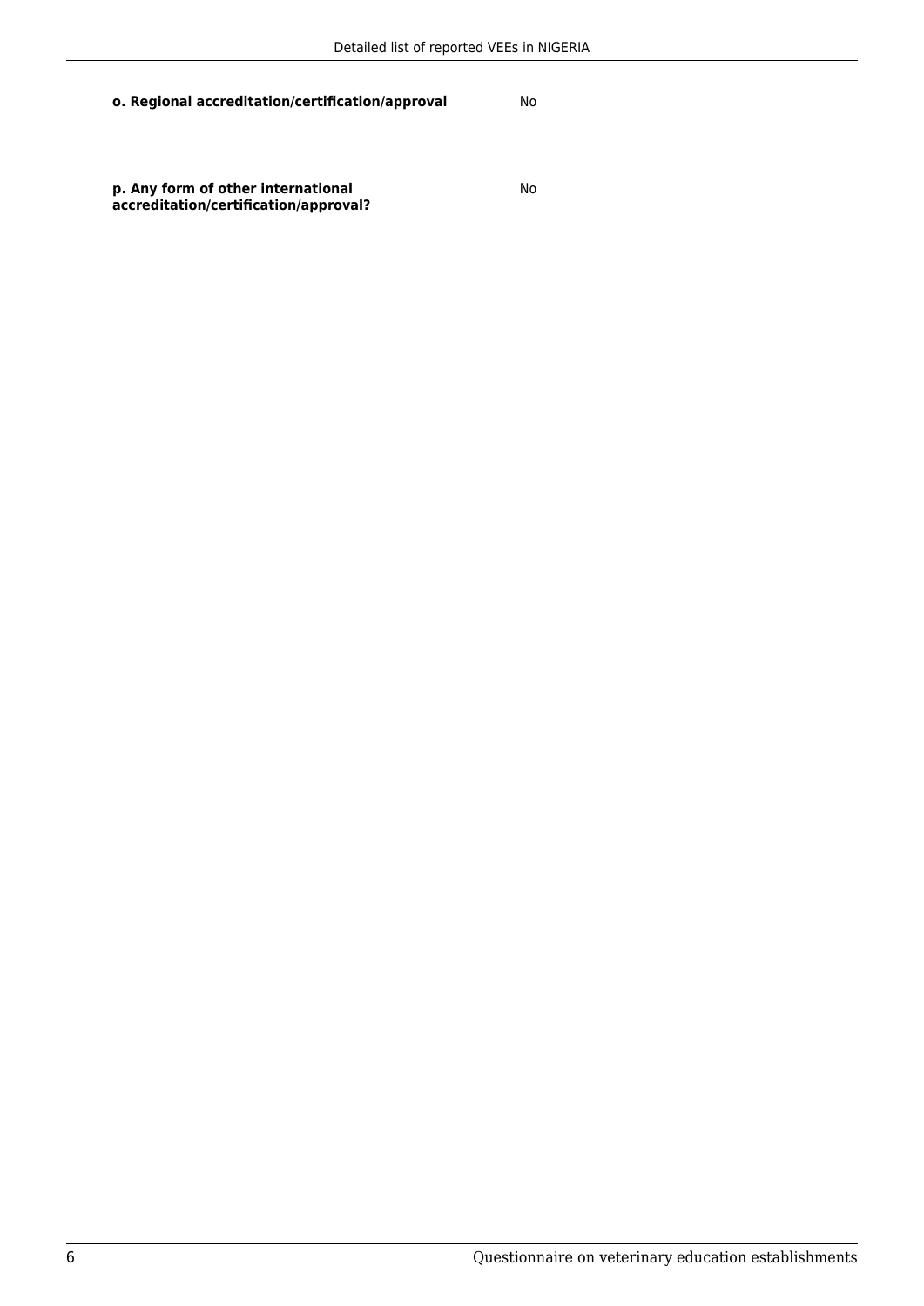| | |
|---|---|
| **o. Regional accreditation/certification/approval** | No |
| **p. Any form of other international accreditation/certification/approval?** | No |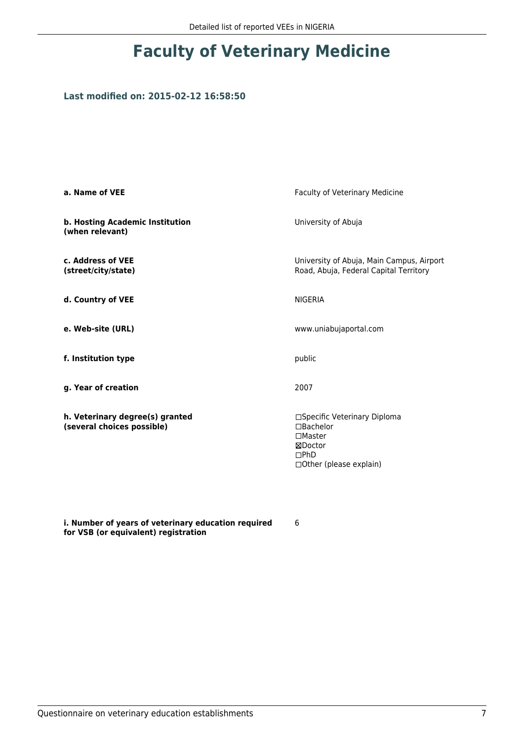# Faculty of Veterinary Medicine

### Last modified on: 2015-02-12 16:58:50

| | |
|---|---|
| **a. Name of VEE** | Faculty of Veterinary Medicine |
| **b. Hosting Academic Institution (when relevant)** | University of Abuja |
| **c. Address of VEE (street/city/state)** | University of Abuja, Main Campus, Airport Road, Abuja, Federal Capital Territory |
| **d. Country of VEE** | NIGERIA |
| **e. Web-site (URL)** | www.uniabujaportal.com |
| **f. Institution type** | public |
| **g. Year of creation** | 2007 |
| **h. Veterinary degree(s) granted (several choices possible)** | ☐Specific Veterinary Diploma<br>☐Bachelor<br>☐Master<br>☒Doctor<br>☐PhD<br>☐Other (please explain) |
| **i. Number of years of veterinary education required for VSB (or equivalent) registration** | 6 |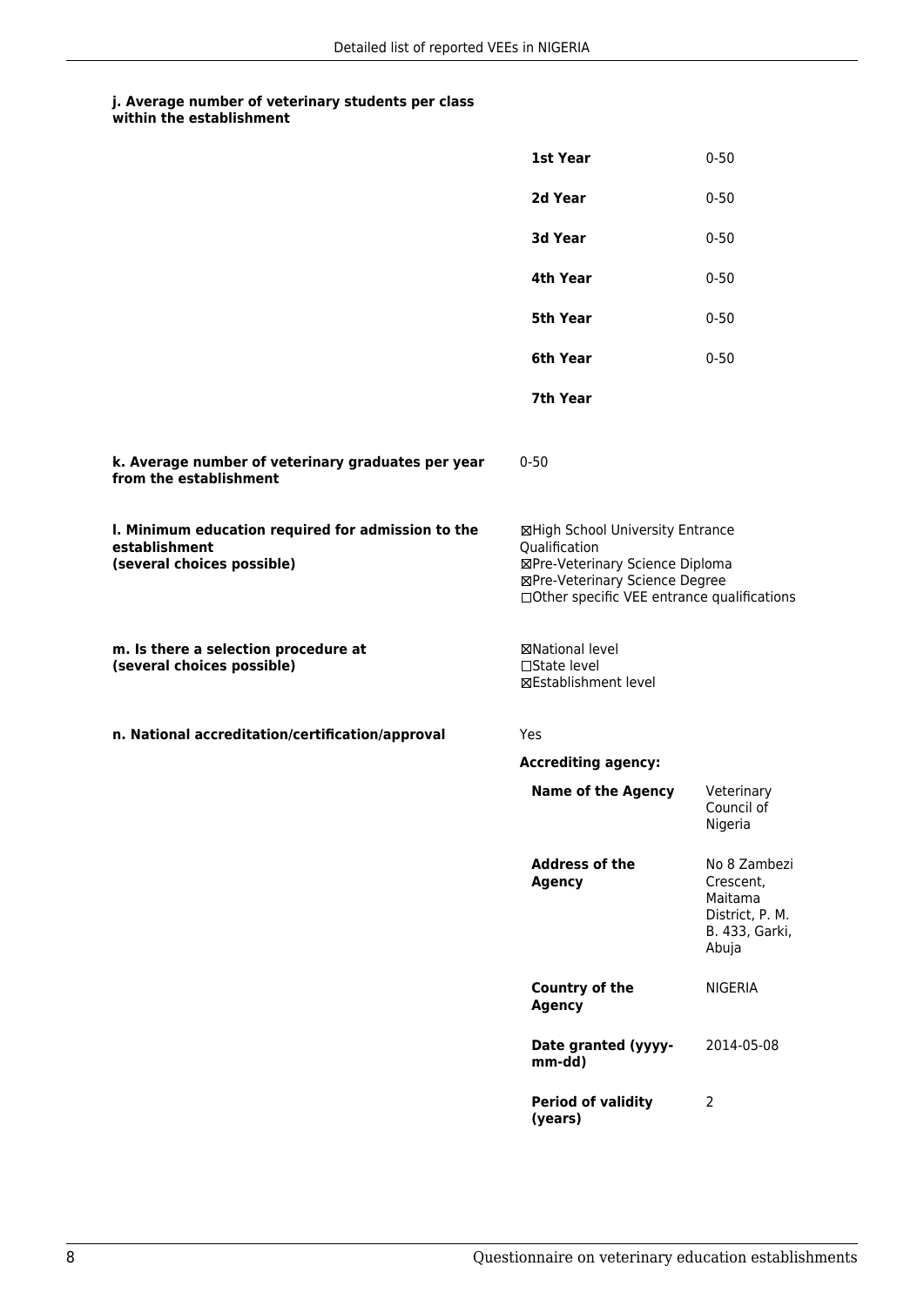**j. Average number of veterinary students per class within the establishment**

| | |
|---|---|
| **1st Year** | 0-50 |
| **2d Year** | 0-50 |
| **3d Year** | 0-50 |
| **4th Year** | 0-50 |
| **5th Year** | 0-50 |
| **6th Year** | 0-50 |
| **7th Year** | |

**k. Average number of veterinary graduates per year from the establishment**

0-50

**l. Minimum education required for admission to the establishment (several choices possible)**

☒High School University Entrance Qualification
☒Pre-Veterinary Science Diploma
☒Pre-Veterinary Science Degree
☐Other specific VEE entrance qualifications

**m. Is there a selection procedure at (several choices possible)**

☒National level
☐State level
☒Establishment level

**n. National accreditation/certification/approval**

Yes

**Accrediting agency:**

| | |
|---|---|
| **Name of the Agency** | Veterinary Council of Nigeria |
| **Address of the Agency** | No 8 Zambezi Crescent, Maitama District, P. M. B. 433, Garki, Abuja |
| **Country of the Agency** | NIGERIA |
| **Date granted (yyyy-mm-dd)** | 2014-05-08 |
| **Period of validity (years)** | 2 |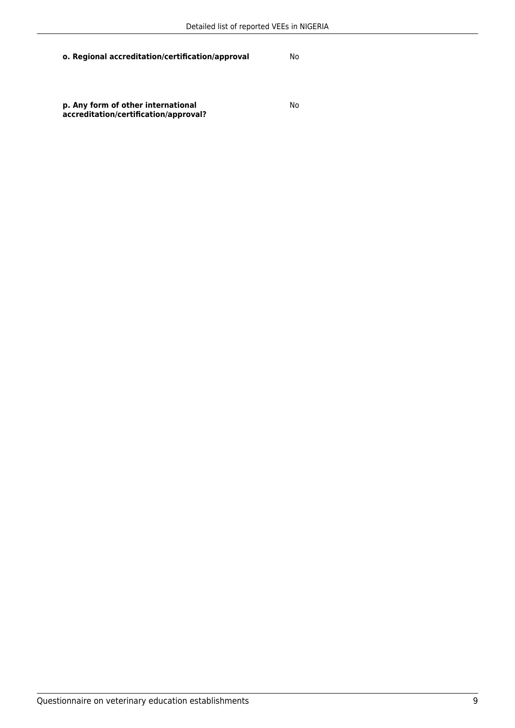| | |
|---|---|
| **o. Regional accreditation/certification/approval** | No |
| **p. Any form of other international accreditation/certification/approval?** | No |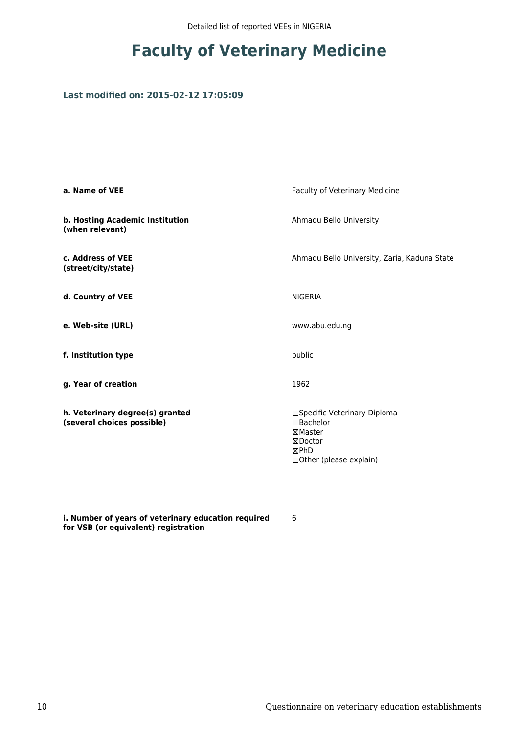# Faculty of Veterinary Medicine

### Last modified on: 2015-02-12 17:05:09

| | |
|---|---|
| **a. Name of VEE** | Faculty of Veterinary Medicine |
| **b. Hosting Academic Institution (when relevant)** | Ahmadu Bello University |
| **c. Address of VEE (street/city/state)** | Ahmadu Bello University, Zaria, Kaduna State |
| **d. Country of VEE** | NIGERIA |
| **e. Web-site (URL)** | www.abu.edu.ng |
| **f. Institution type** | public |
| **g. Year of creation** | 1962 |
| **h. Veterinary degree(s) granted (several choices possible)** | ☐Specific Veterinary Diploma<br>☐Bachelor<br>☒Master<br>☒Doctor<br>☒PhD<br>☐Other (please explain) |
| **i. Number of years of veterinary education required for VSB (or equivalent) registration** | 6 |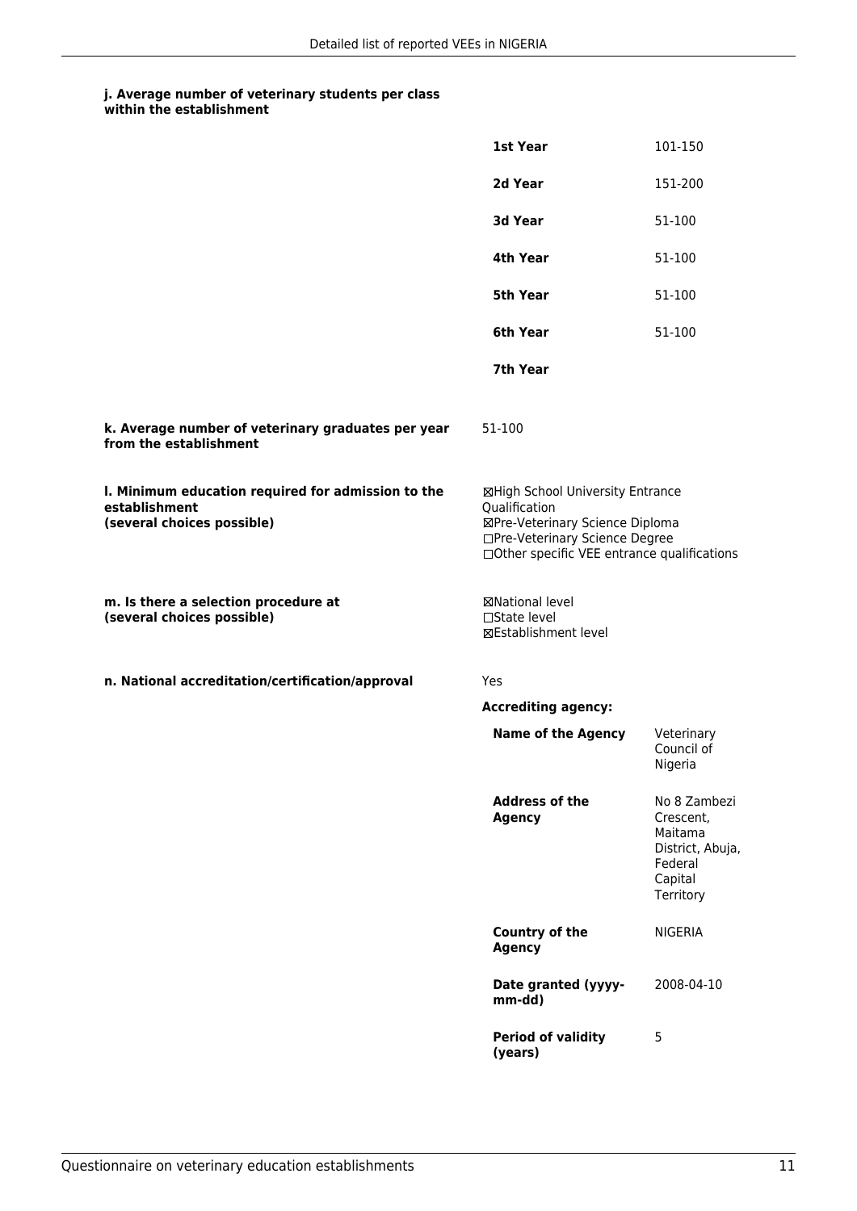**j. Average number of veterinary students per class within the establishment**

| | |
|---|---|
| **1st Year** | 101-150 |
| **2d Year** | 151-200 |
| **3d Year** | 51-100 |
| **4th Year** | 51-100 |
| **5th Year** | 51-100 |
| **6th Year** | 51-100 |
| **7th Year** | |

**k. Average number of veterinary graduates per year from the establishment**

51-100

**l. Minimum education required for admission to the establishment (several choices possible)**

☒High School University Entrance Qualification
☒Pre-Veterinary Science Diploma
☐Pre-Veterinary Science Degree
☐Other specific VEE entrance qualifications

**m. Is there a selection procedure at (several choices possible)**

☒National level
☐State level
☒Establishment level

**n. National accreditation/certification/approval**

Yes

**Accrediting agency:**

| | |
|---|---|
| **Name of the Agency** | Veterinary Council of Nigeria |
| **Address of the Agency** | No 8 Zambezi Crescent, Maitama District, Abuja, Federal Capital Territory |
| **Country of the Agency** | NIGERIA |
| **Date granted (yyyy-mm-dd)** | 2008-04-10 |
| **Period of validity (years)** | 5 |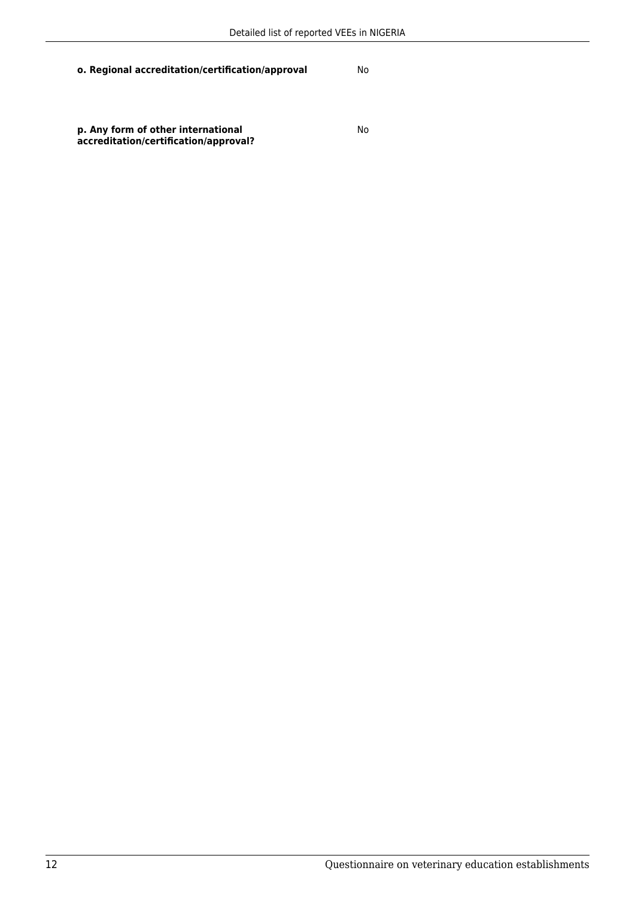**o. Regional accreditation/certification/approval**

No

**p. Any form of other international accreditation/certification/approval?**

No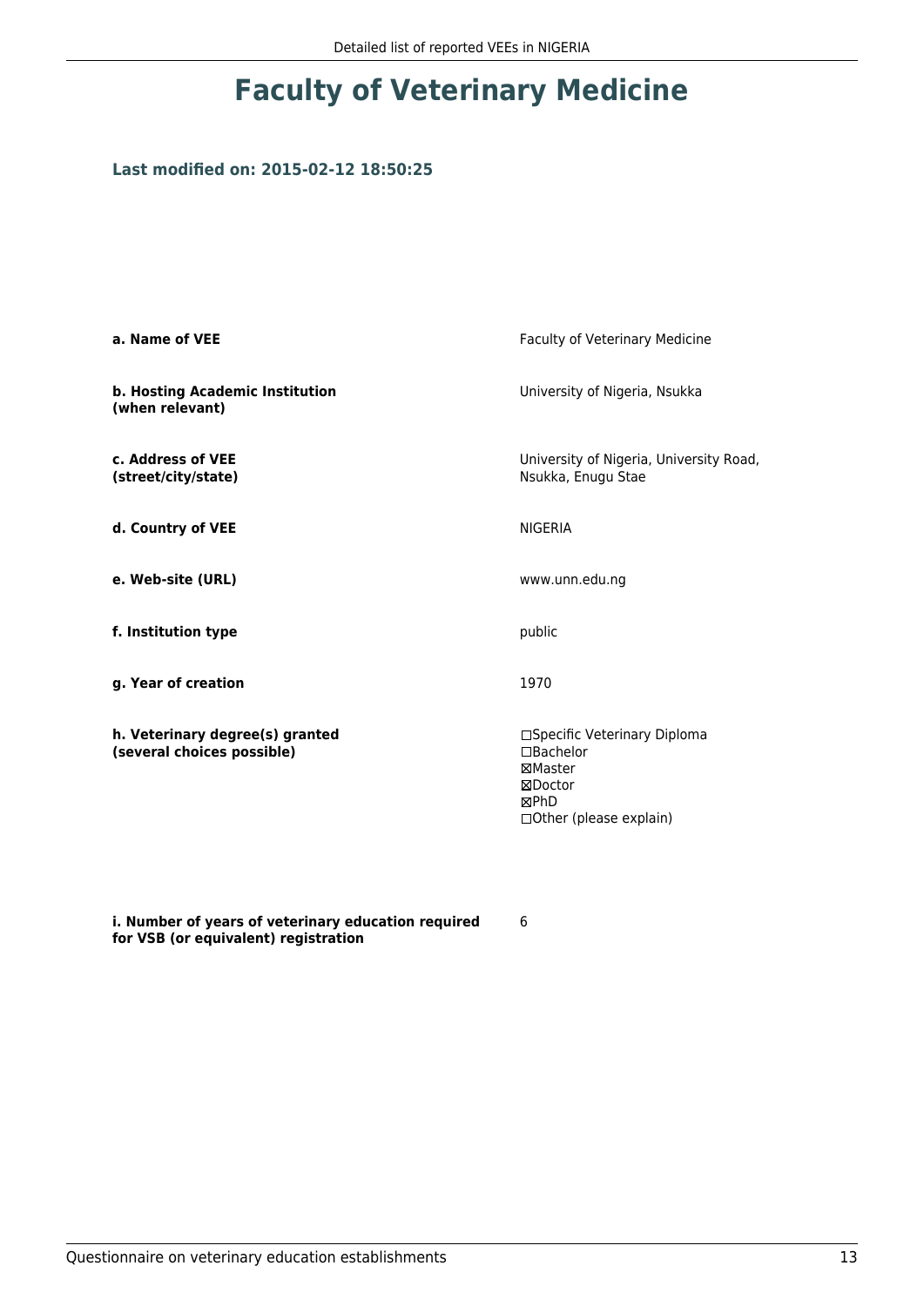# Faculty of Veterinary Medicine

### Last modified on: 2015-02-12 18:50:25

| | |
|---|---|
| **a. Name of VEE** | Faculty of Veterinary Medicine |
| **b. Hosting Academic Institution (when relevant)** | University of Nigeria, Nsukka |
| **c. Address of VEE (street/city/state)** | University of Nigeria, University Road, Nsukka, Enugu Stae |
| **d. Country of VEE** | NIGERIA |
| **e. Web-site (URL)** | www.unn.edu.ng |
| **f. Institution type** | public |
| **g. Year of creation** | 1970 |
| **h. Veterinary degree(s) granted (several choices possible)** | ☐Specific Veterinary Diploma<br>☐Bachelor<br>☒Master<br>☒Doctor<br>☒PhD<br>☐Other (please explain) |
| **i. Number of years of veterinary education required for VSB (or equivalent) registration** | 6 |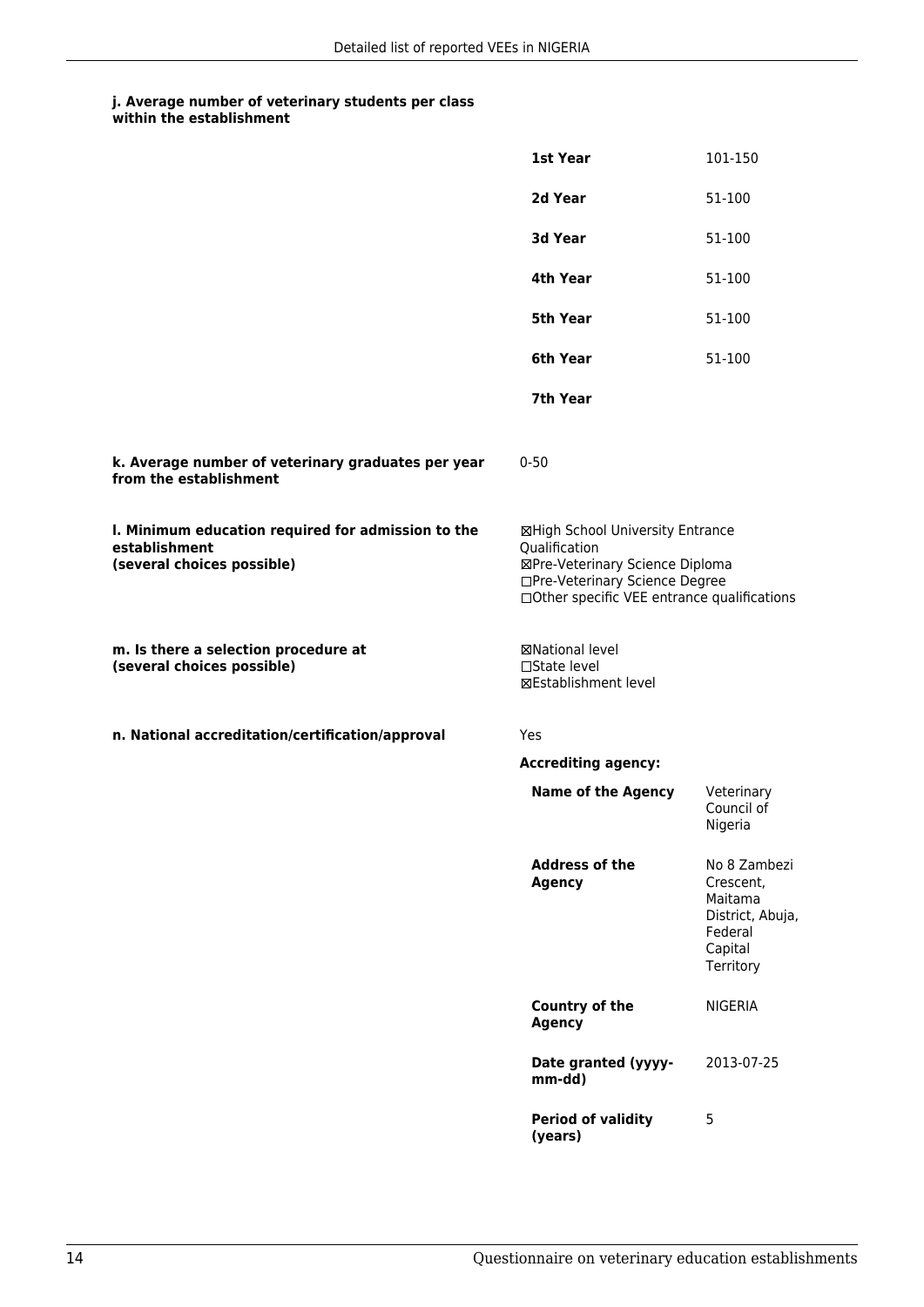**j. Average number of veterinary students per class within the establishment**

| | |
|---|---|
| **1st Year** | 101-150 |
| **2d Year** | 51-100 |
| **3d Year** | 51-100 |
| **4th Year** | 51-100 |
| **5th Year** | 51-100 |
| **6th Year** | 51-100 |
| **7th Year** | |

**k. Average number of veterinary graduates per year from the establishment**

0-50

**l. Minimum education required for admission to the establishment (several choices possible)**

☒High School University Entrance Qualification
☒Pre-Veterinary Science Diploma
☐Pre-Veterinary Science Degree
☐Other specific VEE entrance qualifications

**m. Is there a selection procedure at (several choices possible)**

☒National level
☐State level
☒Establishment level

**n. National accreditation/certification/approval**

Yes

**Accrediting agency:**

| | |
|---|---|
| **Name of the Agency** | Veterinary Council of Nigeria |
| **Address of the Agency** | No 8 Zambezi Crescent, Maitama District, Abuja, Federal Capital Territory |
| **Country of the Agency** | NIGERIA |
| **Date granted (yyyy-mm-dd)** | 2013-07-25 |
| **Period of validity (years)** | 5 |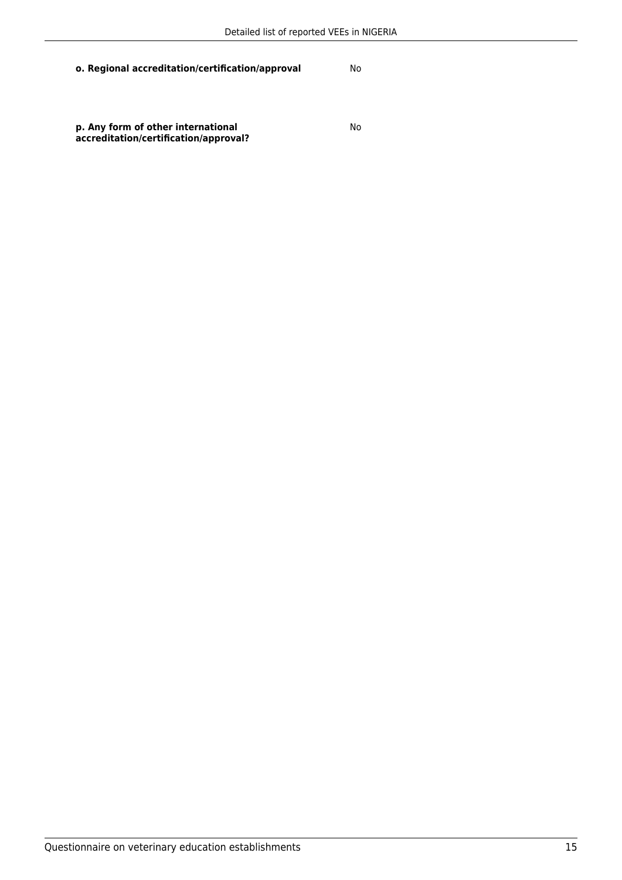| | |
|---|---|
| **o. Regional accreditation/certification/approval** | No |
| **p. Any form of other international accreditation/certification/approval?** | No |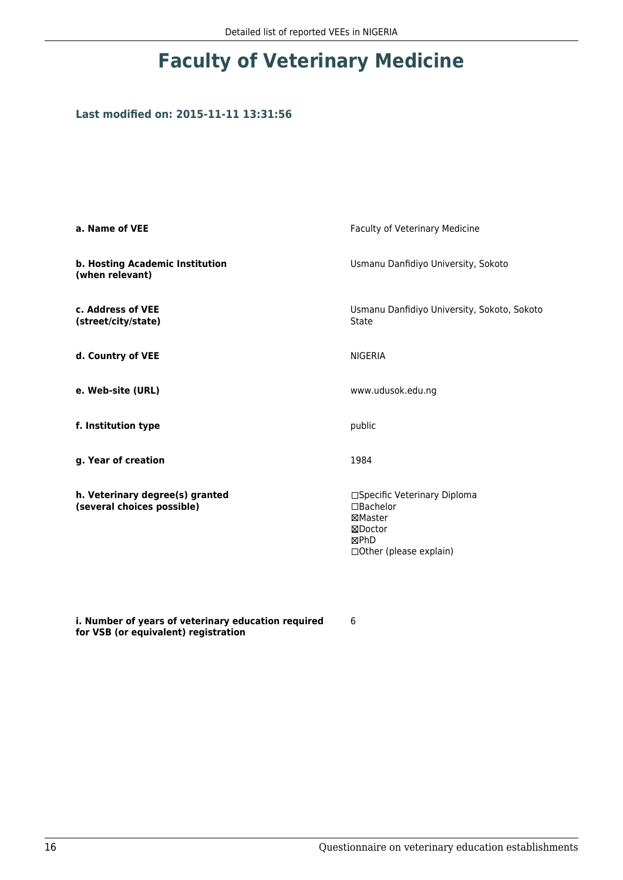# Faculty of Veterinary Medicine

### Last modified on: 2015-11-11 13:31:56

| | |
|---|---|
| **a. Name of VEE** | Faculty of Veterinary Medicine |
| **b. Hosting Academic Institution (when relevant)** | Usmanu Danfidiyo University, Sokoto |
| **c. Address of VEE (street/city/state)** | Usmanu Danfidiyo University, Sokoto, Sokoto State |
| **d. Country of VEE** | NIGERIA |
| **e. Web-site (URL)** | www.udusok.edu.ng |
| **f. Institution type** | public |
| **g. Year of creation** | 1984 |
| **h. Veterinary degree(s) granted (several choices possible)** | ☐Specific Veterinary Diploma<br>☐Bachelor<br>☒Master<br>☒Doctor<br>☒PhD<br>☐Other (please explain) |
| **i. Number of years of veterinary education required for VSB (or equivalent) registration** | 6 |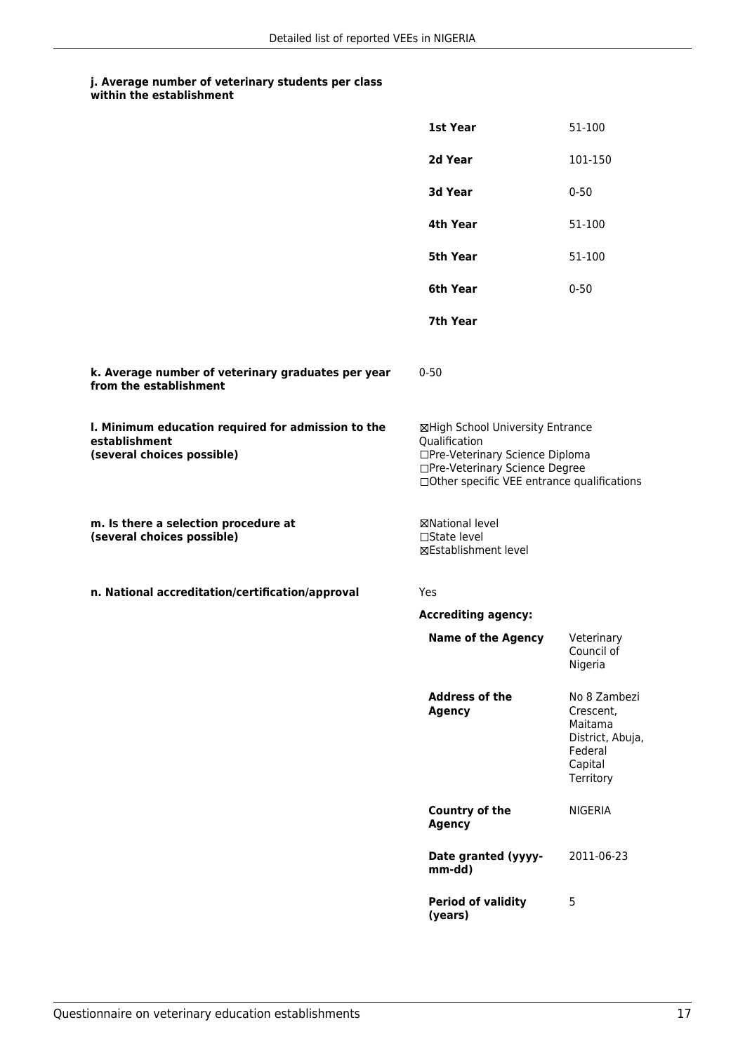**j. Average number of veterinary students per class within the establishment**

| | |
|---|---|
| **1st Year** | 51-100 |
| **2d Year** | 101-150 |
| **3d Year** | 0-50 |
| **4th Year** | 51-100 |
| **5th Year** | 51-100 |
| **6th Year** | 0-50 |
| **7th Year** | |

**k. Average number of veterinary graduates per year from the establishment**

0-50

**l. Minimum education required for admission to the establishment (several choices possible)**

☒High School University Entrance Qualification
☐Pre-Veterinary Science Diploma
☐Pre-Veterinary Science Degree
☐Other specific VEE entrance qualifications

**m. Is there a selection procedure at (several choices possible)**

☒National level
☐State level
☒Establishment level

**n. National accreditation/certification/approval**

Yes

**Accrediting agency:**

| | |
|---|---|
| **Name of the Agency** | Veterinary Council of Nigeria |
| **Address of the Agency** | No 8 Zambezi Crescent, Maitama District, Abuja, Federal Capital Territory |
| **Country of the Agency** | NIGERIA |
| **Date granted (yyyy-mm-dd)** | 2011-06-23 |
| **Period of validity (years)** | 5 |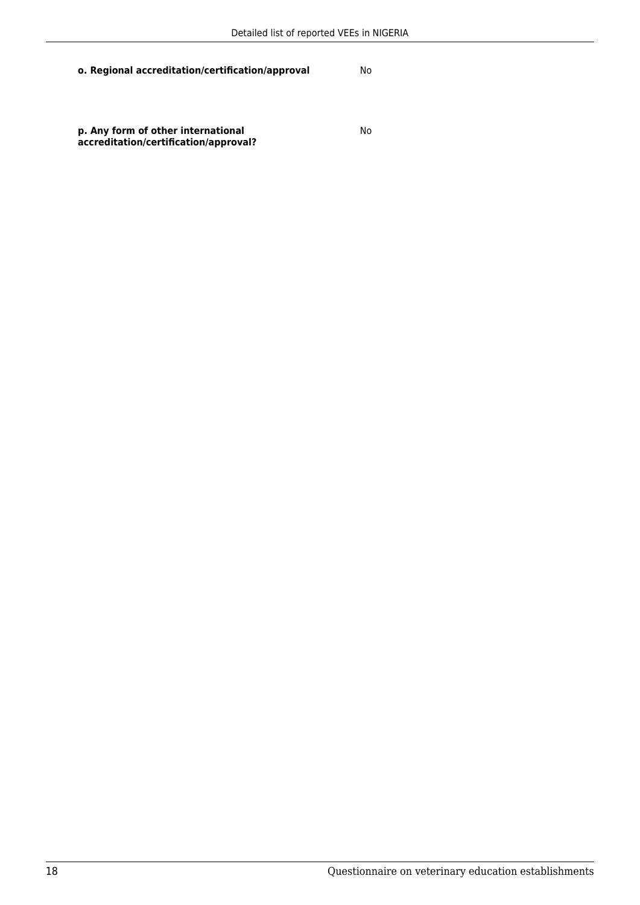**o. Regional accreditation/certification/approval** No

**p. Any form of other international accreditation/certification/approval?** No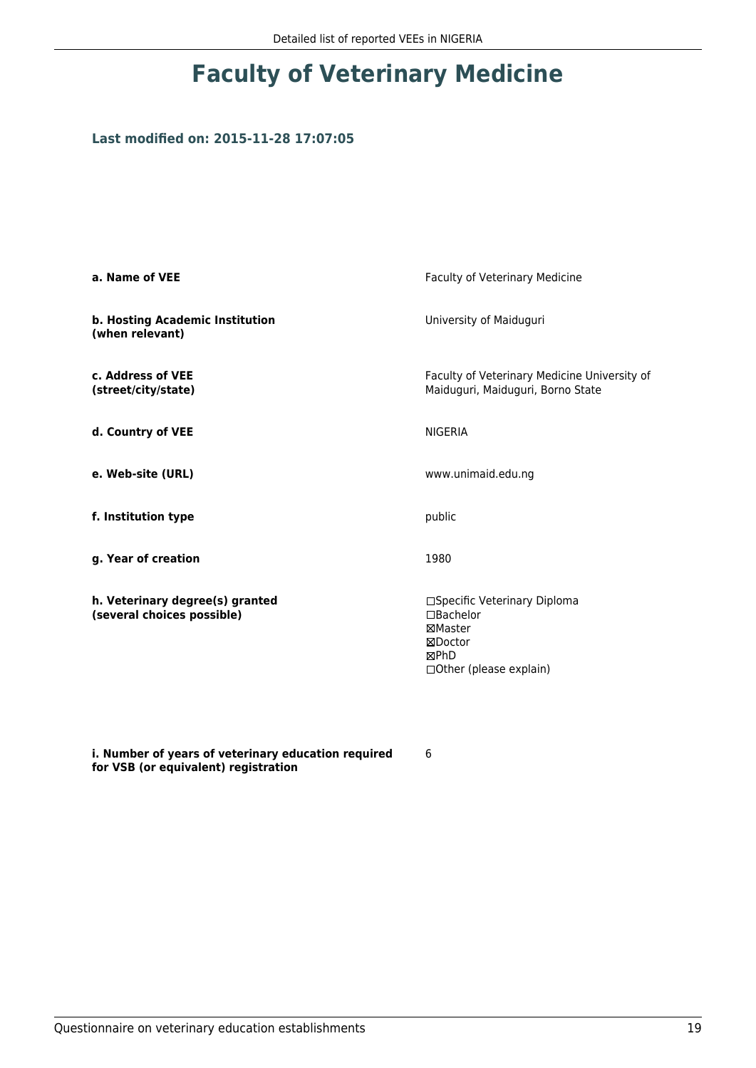# Faculty of Veterinary Medicine

### Last modified on: 2015-11-28 17:07:05

| | |
|---|---|
| **a. Name of VEE** | Faculty of Veterinary Medicine |
| **b. Hosting Academic Institution (when relevant)** | University of Maiduguri |
| **c. Address of VEE (street/city/state)** | Faculty of Veterinary Medicine University of Maiduguri, Maiduguri, Borno State |
| **d. Country of VEE** | NIGERIA |
| **e. Web-site (URL)** | www.unimaid.edu.ng |
| **f. Institution type** | public |
| **g. Year of creation** | 1980 |
| **h. Veterinary degree(s) granted (several choices possible)** | ☐Specific Veterinary Diploma<br>☐Bachelor<br>☒Master<br>☒Doctor<br>☒PhD<br>☐Other (please explain) |
| **i. Number of years of veterinary education required for VSB (or equivalent) registration** | 6 |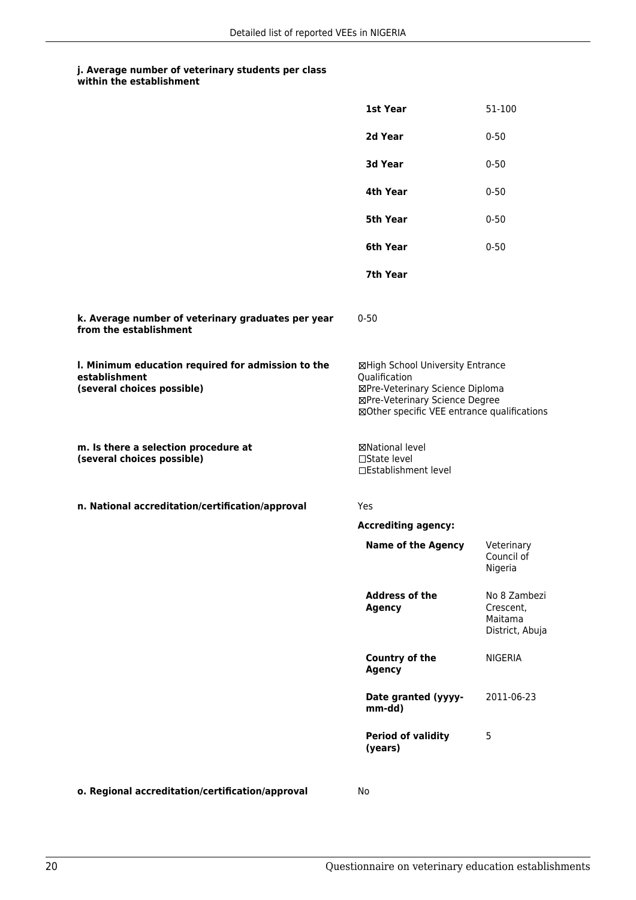#### j. Average number of veterinary students per class within the establishment

| | |
|---|---|
| **1st Year** | 51-100 |
| **2d Year** | 0-50 |
| **3d Year** | 0-50 |
| **4th Year** | 0-50 |
| **5th Year** | 0-50 |
| **6th Year** | 0-50 |
| **7th Year** | |

**k. Average number of veterinary graduates per year from the establishment**

0-50

**l. Minimum education required for admission to the establishment (several choices possible)**

☒High School University Entrance Qualification
☒Pre-Veterinary Science Diploma
☒Pre-Veterinary Science Degree
☒Other specific VEE entrance qualifications

**m. Is there a selection procedure at (several choices possible)**

☒National level
☐State level
☐Establishment level

**n. National accreditation/certification/approval**

Yes

**Accrediting agency:**

| | |
|---|---|
| **Name of the Agency** | Veterinary Council of Nigeria |
| **Address of the Agency** | No 8 Zambezi Crescent, Maitama District, Abuja |
| **Country of the Agency** | NIGERIA |
| **Date granted (yyyy-mm-dd)** | 2011-06-23 |
| **Period of validity (years)** | 5 |

**o. Regional accreditation/certification/approval**

No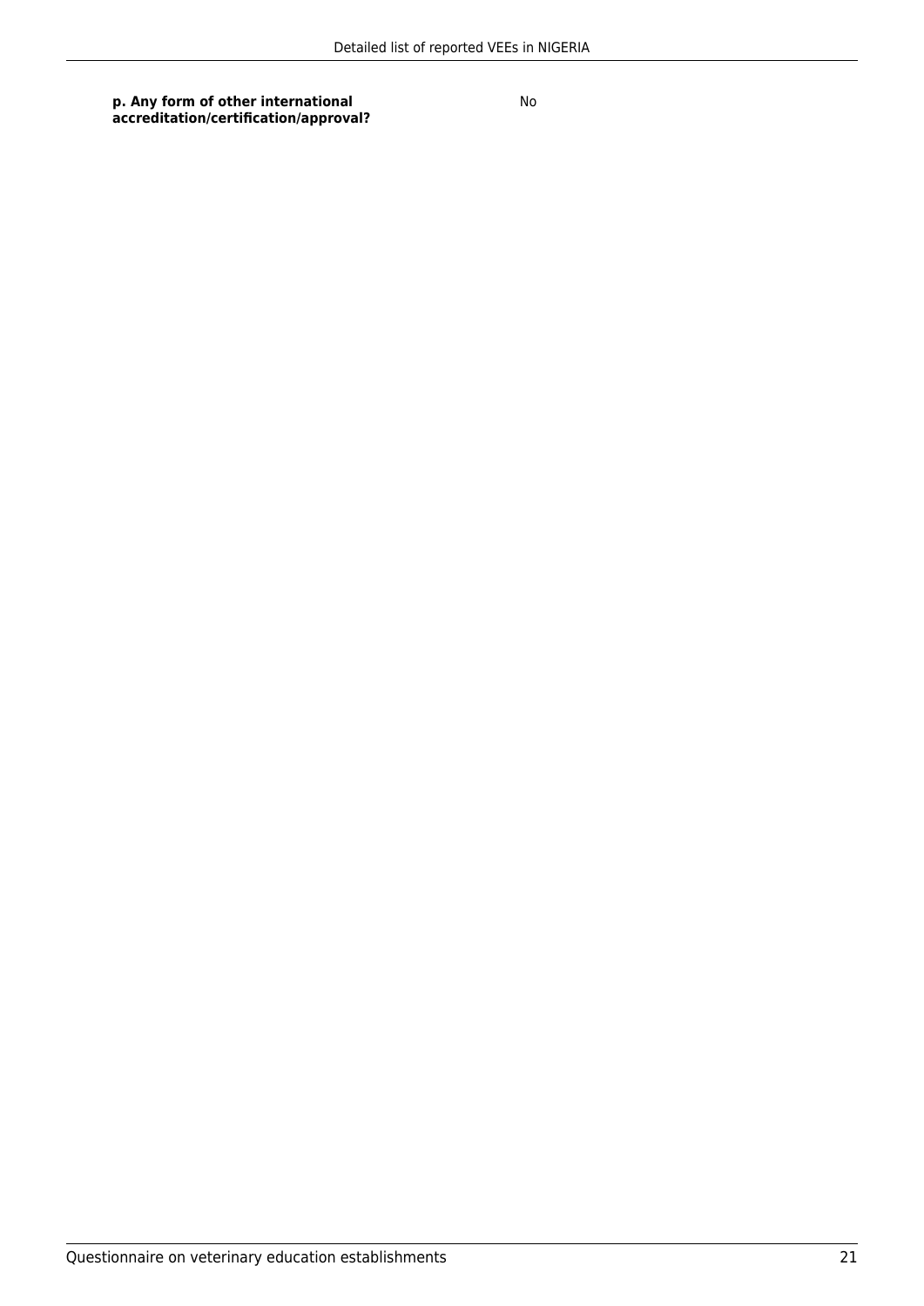| | |
|---|---|
| **p. Any form of other international accreditation/certification/approval?** | No |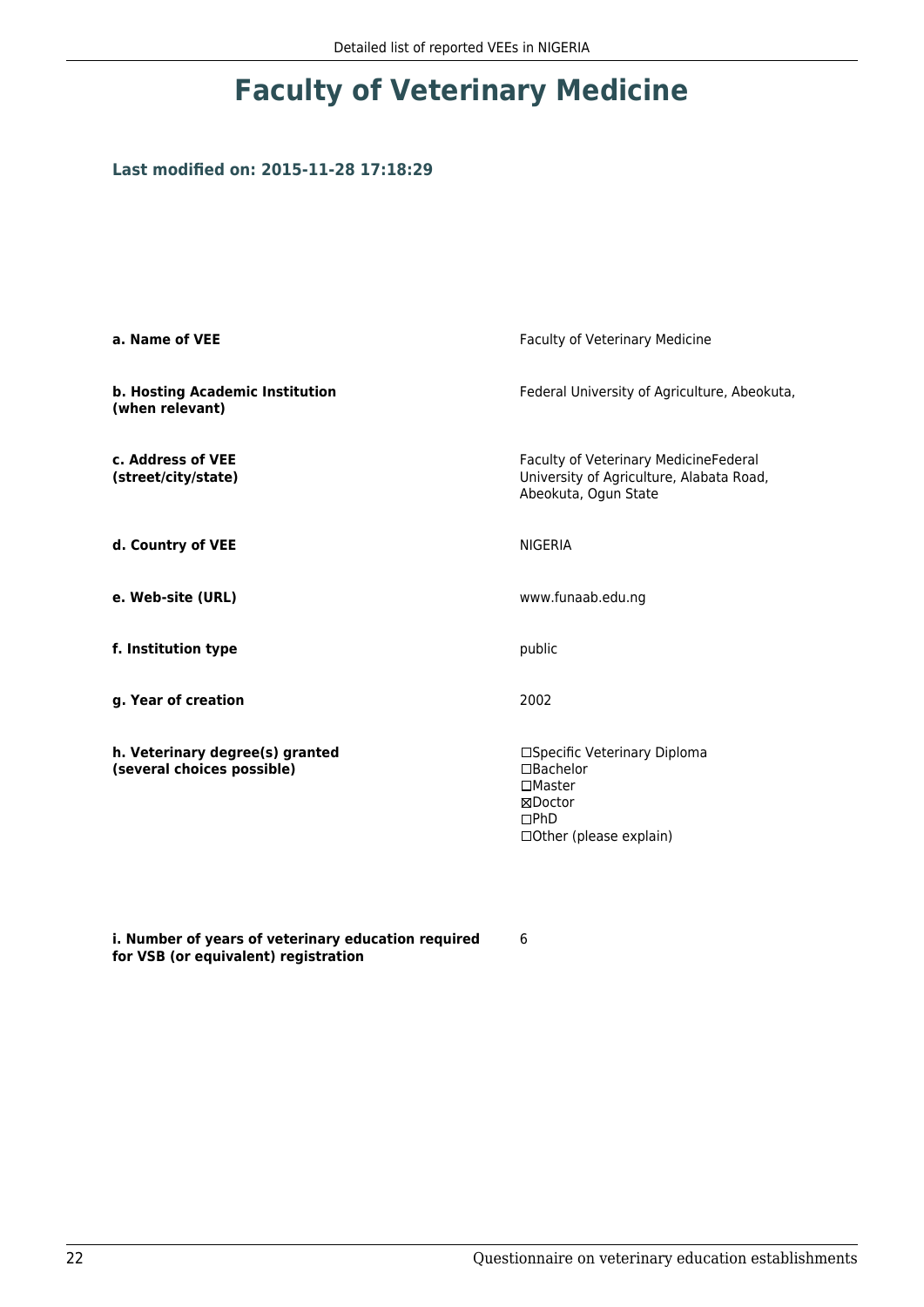# Faculty of Veterinary Medicine

**Last modified on: 2015-11-28 17:18:29**

| | |
|---|---|
| **a. Name of VEE** | Faculty of Veterinary Medicine |
| **b. Hosting Academic Institution (when relevant)** | Federal University of Agriculture, Abeokuta, |
| **c. Address of VEE (street/city/state)** | Faculty of Veterinary MedicineFederal University of Agriculture, Alabata Road, Abeokuta, Ogun State |
| **d. Country of VEE** | NIGERIA |
| **e. Web-site (URL)** | www.funaab.edu.ng |
| **f. Institution type** | public |
| **g. Year of creation** | 2002 |
| **h. Veterinary degree(s) granted (several choices possible)** | ☐Specific Veterinary Diploma<br>☐Bachelor<br>☐Master<br>☒Doctor<br>☐PhD<br>☐Other (please explain) |
| **i. Number of years of veterinary education required for VSB (or equivalent) registration** | 6 |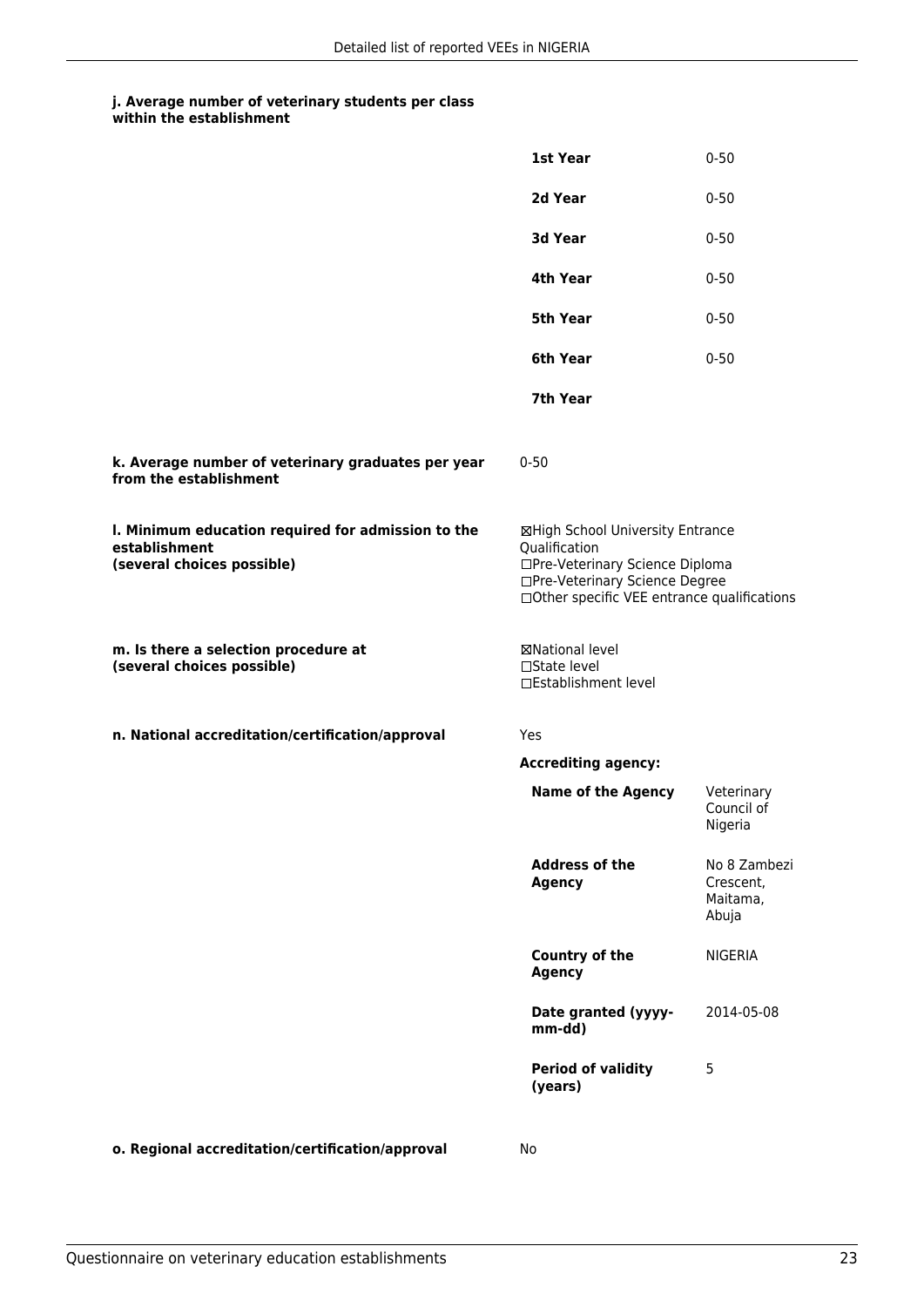**j. Average number of veterinary students per class within the establishment**

| | |
|---|---|
| **1st Year** | 0-50 |
| **2d Year** | 0-50 |
| **3d Year** | 0-50 |
| **4th Year** | 0-50 |
| **5th Year** | 0-50 |
| **6th Year** | 0-50 |
| **7th Year** | |

**k. Average number of veterinary graduates per year from the establishment**

0-50

**l. Minimum education required for admission to the establishment (several choices possible)**

☒High School University Entrance Qualification
☐Pre-Veterinary Science Diploma
☐Pre-Veterinary Science Degree
☐Other specific VEE entrance qualifications

**m. Is there a selection procedure at (several choices possible)**

☒National level
☐State level
☐Establishment level

**n. National accreditation/certification/approval**

Yes

**Accrediting agency:**

| | |
|---|---|
| **Name of the Agency** | Veterinary Council of Nigeria |
| **Address of the Agency** | No 8 Zambezi Crescent, Maitama, Abuja |
| **Country of the Agency** | NIGERIA |
| **Date granted (yyyy-mm-dd)** | 2014-05-08 |
| **Period of validity (years)** | 5 |

**o. Regional accreditation/certification/approval**

No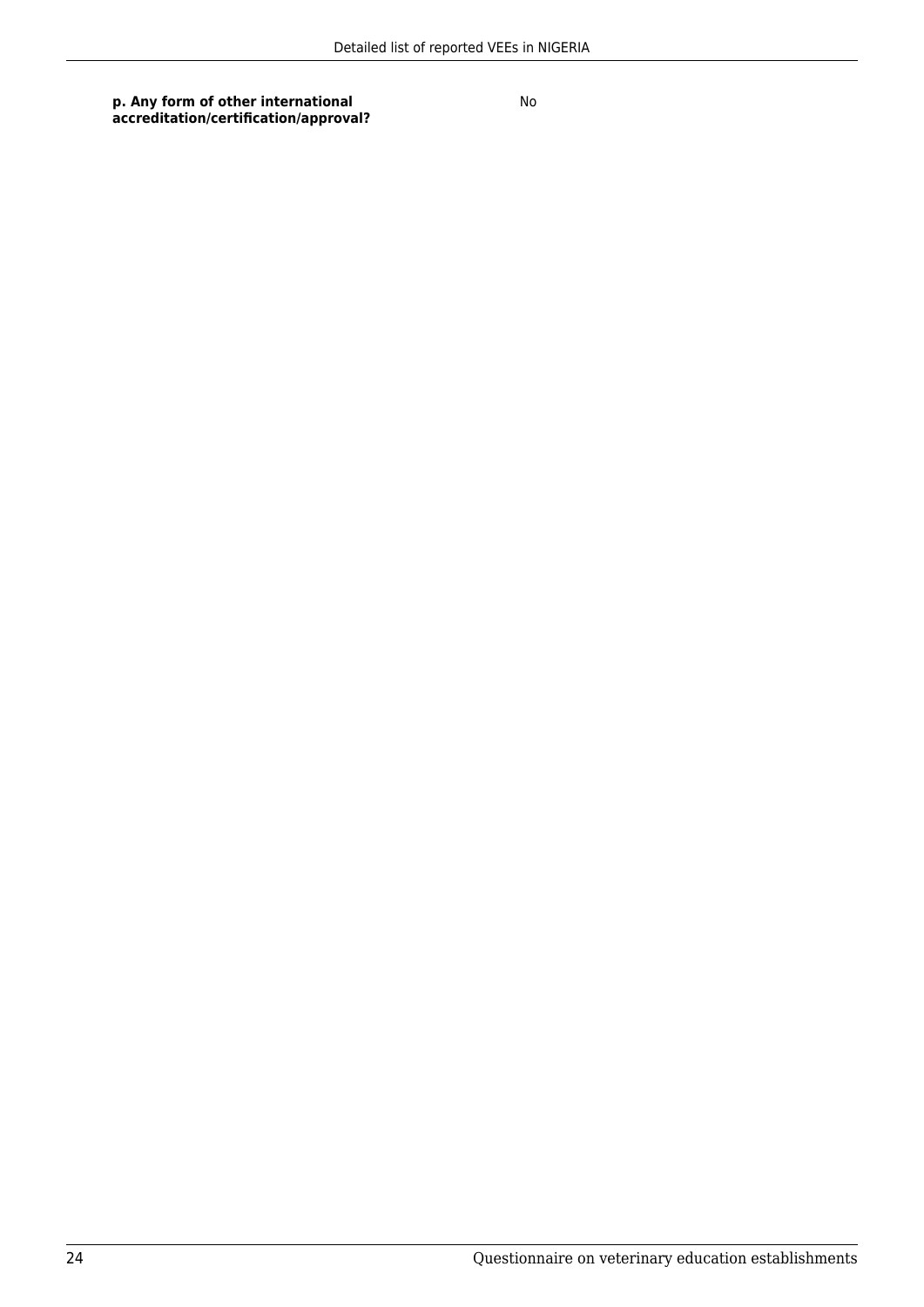| **p. Any form of other international accreditation/certification/approval?** | No |
| --- | --- |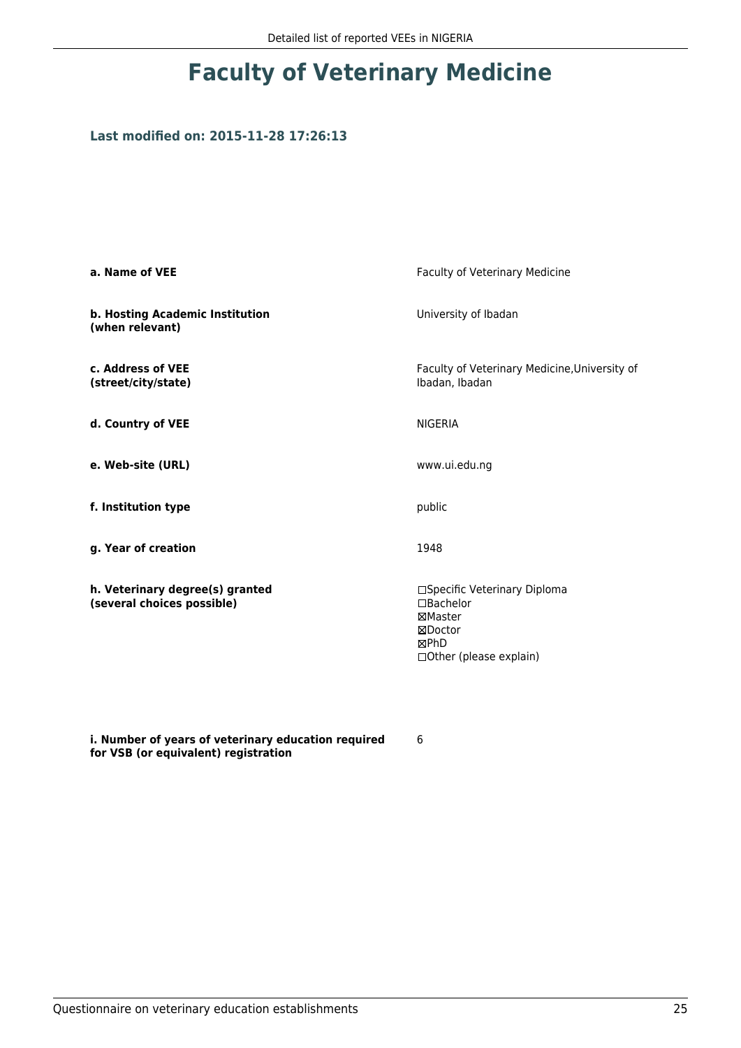# Faculty of Veterinary Medicine

### Last modified on: 2015-11-28 17:26:13

| | |
|---|---|
| **a. Name of VEE** | Faculty of Veterinary Medicine |
| **b. Hosting Academic Institution (when relevant)** | University of Ibadan |
| **c. Address of VEE (street/city/state)** | Faculty of Veterinary Medicine,University of Ibadan, Ibadan |
| **d. Country of VEE** | NIGERIA |
| **e. Web-site (URL)** | www.ui.edu.ng |
| **f. Institution type** | public |
| **g. Year of creation** | 1948 |
| **h. Veterinary degree(s) granted (several choices possible)** | ☐Specific Veterinary Diploma<br>☐Bachelor<br>☒Master<br>☒Doctor<br>☒PhD<br>☐Other (please explain) |
| **i. Number of years of veterinary education required for VSB (or equivalent) registration** | 6 |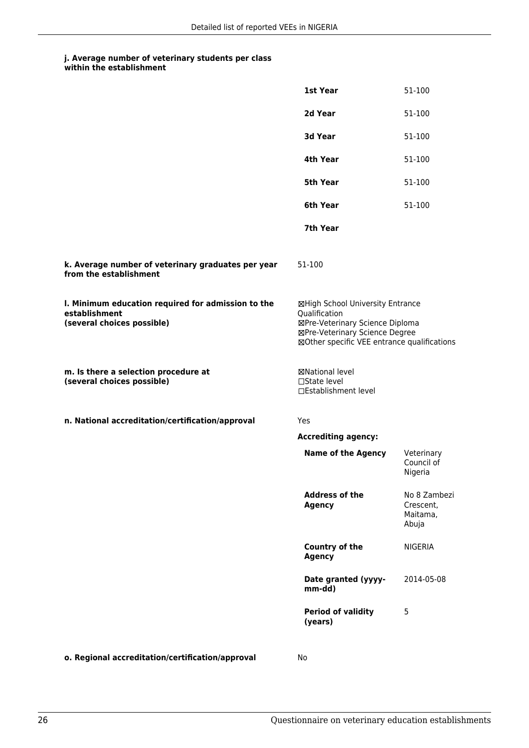**j. Average number of veterinary students per class within the establishment**

| | |
|---|---|
| **1st Year** | 51-100 |
| **2d Year** | 51-100 |
| **3d Year** | 51-100 |
| **4th Year** | 51-100 |
| **5th Year** | 51-100 |
| **6th Year** | 51-100 |
| **7th Year** | |

**k. Average number of veterinary graduates per year from the establishment**

51-100

**l. Minimum education required for admission to the establishment (several choices possible)**

☒High School University Entrance Qualification
☒Pre-Veterinary Science Diploma
☒Pre-Veterinary Science Degree
☒Other specific VEE entrance qualifications

**m. Is there a selection procedure at (several choices possible)**

☒National level
☐State level
☐Establishment level

**n. National accreditation/certification/approval**

Yes

**Accrediting agency:**

| | |
|---|---|
| **Name of the Agency** | Veterinary Council of Nigeria |
| **Address of the Agency** | No 8 Zambezi Crescent, Maitama, Abuja |
| **Country of the Agency** | NIGERIA |
| **Date granted (yyyy-mm-dd)** | 2014-05-08 |
| **Period of validity (years)** | 5 |

**o. Regional accreditation/certification/approval**

No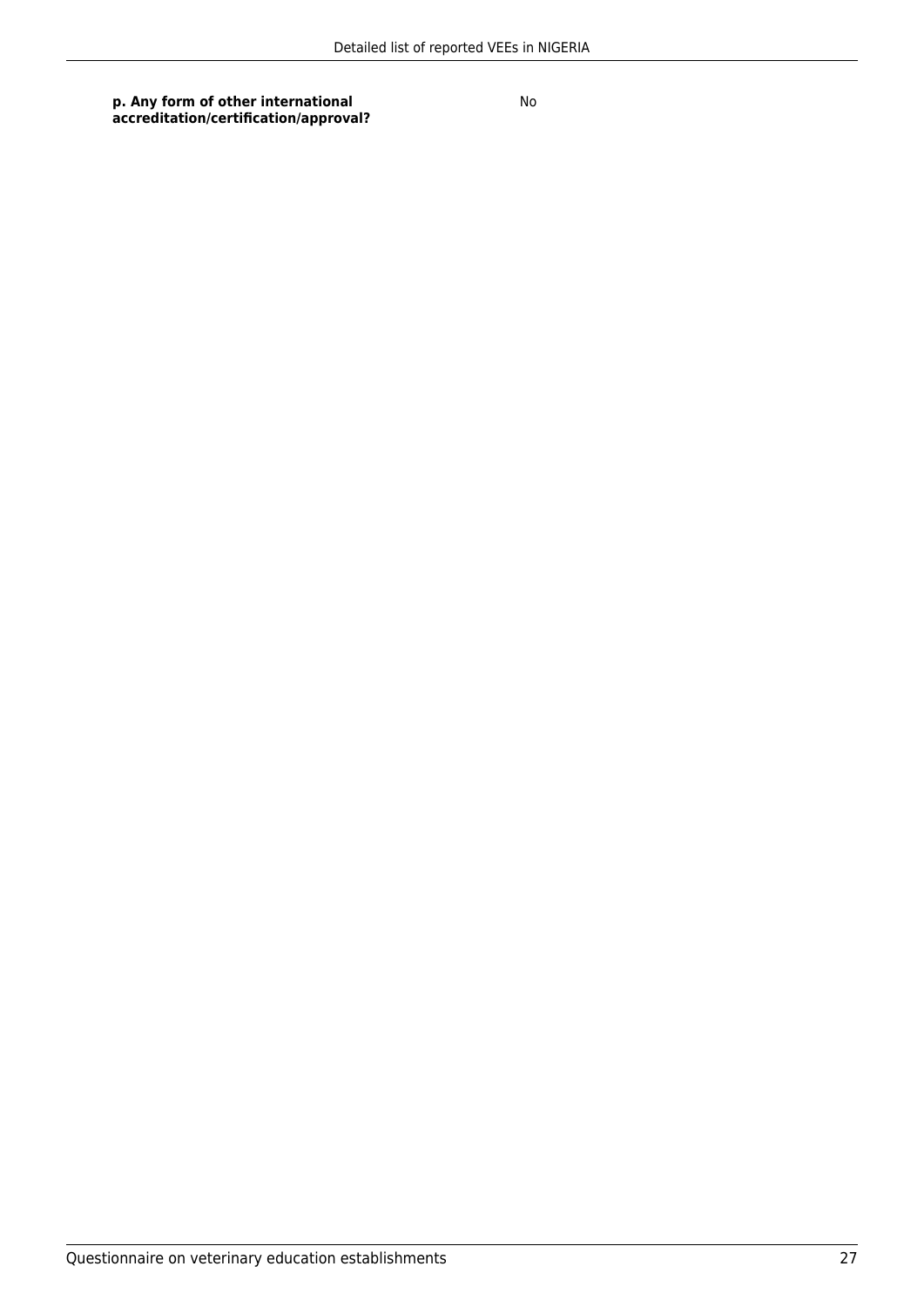| | |
|---|---|
| **p. Any form of other international accreditation/certification/approval?** | No |